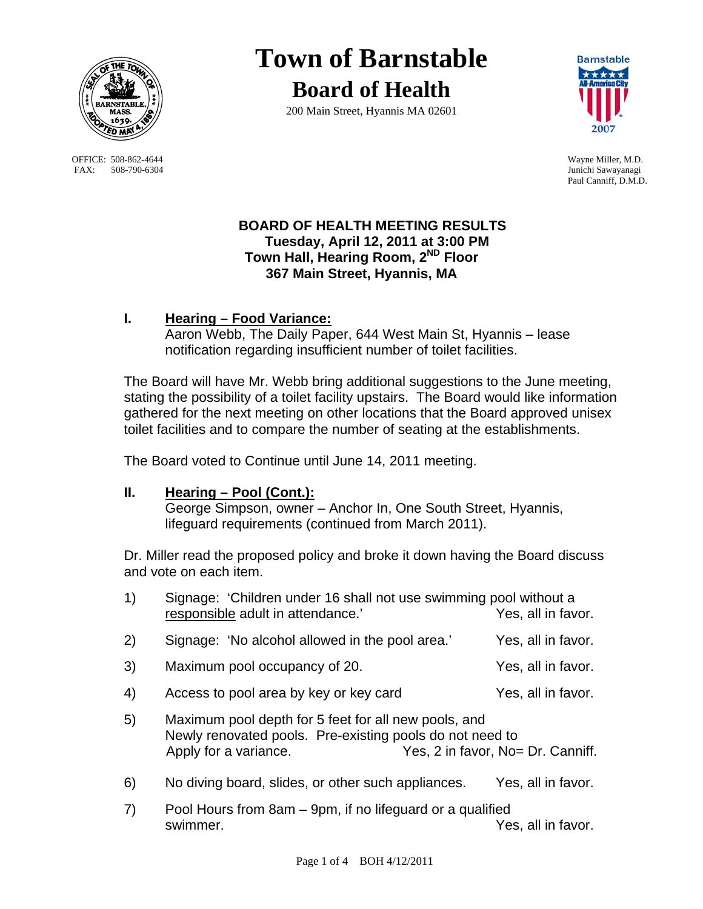# Town of Barnstable

## Board of Health

200 Main Street, Hyannis MA 02601

OFFICE: 508-862-4644
FAX: 508-790-6304

Wayne Miller, M.D.
Junichi Sawayanagi
Paul Canniff, D.M.D.

**BOARD OF HEALTH MEETING RESULTS**
**Tuesday, April 12, 2011 at 3:00 PM**
**Town Hall, Hearing Room, 2ND Floor**
**367 Main Street, Hyannis, MA**

### I. <u>Hearing – Food Variance:</u>

Aaron Webb, The Daily Paper, 644 West Main St, Hyannis – lease notification regarding insufficient number of toilet facilities.

The Board will have Mr. Webb bring additional suggestions to the June meeting, stating the possibility of a toilet facility upstairs. The Board would like information gathered for the next meeting on other locations that the Board approved unisex toilet facilities and to compare the number of seating at the establishments.

The Board voted to Continue until June 14, 2011 meeting.

### II. <u>Hearing – Pool (Cont.):</u>

George Simpson, owner – Anchor In, One South Street, Hyannis, lifeguard requirements (continued from March 2011).

Dr. Miller read the proposed policy and broke it down having the Board discuss and vote on each item.

1) Signage: 'Children under 16 shall not use swimming pool without a <u>responsible</u> adult in attendance.' Yes, all in favor.

2) Signage: 'No alcohol allowed in the pool area.' Yes, all in favor.

3) Maximum pool occupancy of 20. Yes, all in favor.

4) Access to pool area by key or key card Yes, all in favor.

5) Maximum pool depth for 5 feet for all new pools, and Newly renovated pools. Pre-existing pools do not need to Apply for a variance. Yes, 2 in favor, No= Dr. Canniff.

6) No diving board, slides, or other such appliances. Yes, all in favor.

7) Pool Hours from 8am – 9pm, if no lifeguard or a qualified swimmer. Yes, all in favor.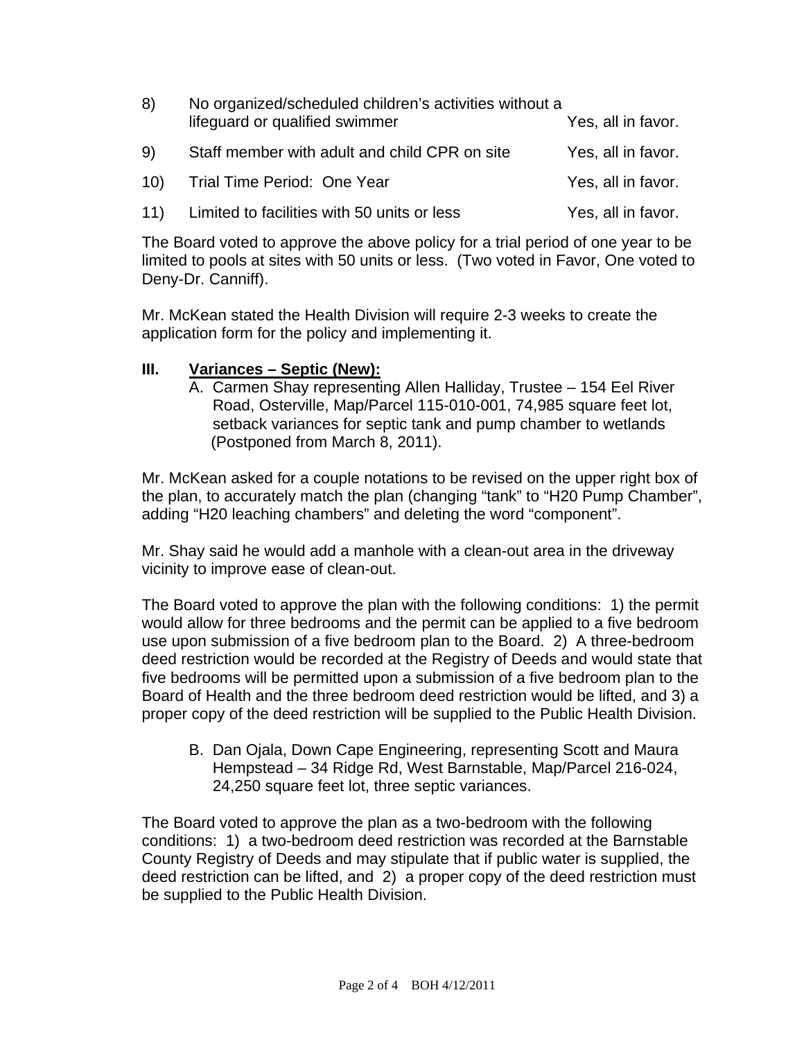8) No organized/scheduled children's activities without a lifeguard or qualified swimmer — Yes, all in favor.

9) Staff member with adult and child CPR on site — Yes, all in favor.

10) Trial Time Period: One Year — Yes, all in favor.

11) Limited to facilities with 50 units or less — Yes, all in favor.

The Board voted to approve the above policy for a trial period of one year to be limited to pools at sites with 50 units or less. (Two voted in Favor, One voted to Deny-Dr. Canniff).

Mr. McKean stated the Health Division will require 2-3 weeks to create the application form for the policy and implementing it.

## III. Variances – Septic (New):

A. Carmen Shay representing Allen Halliday, Trustee – 154 Eel River Road, Osterville, Map/Parcel 115-010-001, 74,985 square feet lot, setback variances for septic tank and pump chamber to wetlands (Postponed from March 8, 2011).

Mr. McKean asked for a couple notations to be revised on the upper right box of the plan, to accurately match the plan (changing "tank" to "H20 Pump Chamber", adding "H20 leaching chambers" and deleting the word "component".

Mr. Shay said he would add a manhole with a clean-out area in the driveway vicinity to improve ease of clean-out.

The Board voted to approve the plan with the following conditions: 1) the permit would allow for three bedrooms and the permit can be applied to a five bedroom use upon submission of a five bedroom plan to the Board. 2) A three-bedroom deed restriction would be recorded at the Registry of Deeds and would state that five bedrooms will be permitted upon a submission of a five bedroom plan to the Board of Health and the three bedroom deed restriction would be lifted, and 3) a proper copy of the deed restriction will be supplied to the Public Health Division.

B. Dan Ojala, Down Cape Engineering, representing Scott and Maura Hempstead – 34 Ridge Rd, West Barnstable, Map/Parcel 216-024, 24,250 square feet lot, three septic variances.

The Board voted to approve the plan as a two-bedroom with the following conditions: 1) a two-bedroom deed restriction was recorded at the Barnstable County Registry of Deeds and may stipulate that if public water is supplied, the deed restriction can be lifted, and 2) a proper copy of the deed restriction must be supplied to the Public Health Division.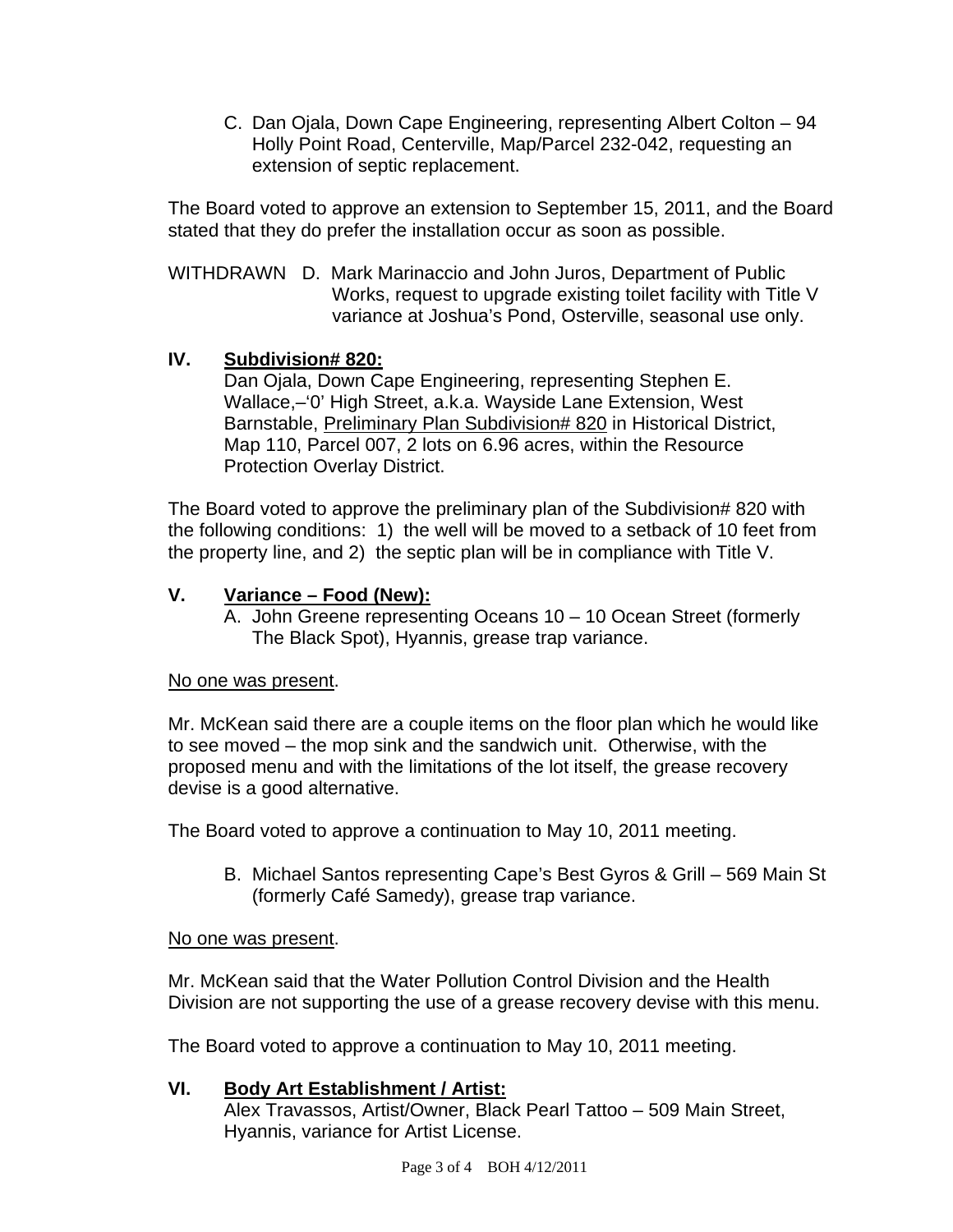C. Dan Ojala, Down Cape Engineering, representing Albert Colton – 94 Holly Point Road, Centerville, Map/Parcel 232-042, requesting an extension of septic replacement.

The Board voted to approve an extension to September 15, 2011, and the Board stated that they do prefer the installation occur as soon as possible.

WITHDRAWN D. Mark Marinaccio and John Juros, Department of Public Works, request to upgrade existing toilet facility with Title V variance at Joshua's Pond, Osterville, seasonal use only.

## IV. <u>Subdivision# 820:</u>

Dan Ojala, Down Cape Engineering, representing Stephen E. Wallace,–'0' High Street, a.k.a. Wayside Lane Extension, West Barnstable, <u>Preliminary Plan Subdivision# 820</u> in Historical District, Map 110, Parcel 007, 2 lots on 6.96 acres, within the Resource Protection Overlay District.

The Board voted to approve the preliminary plan of the Subdivision# 820 with the following conditions: 1) the well will be moved to a setback of 10 feet from the property line, and 2) the septic plan will be in compliance with Title V.

## V. <u>Variance – Food (New):</u>

A. John Greene representing Oceans 10 – 10 Ocean Street (formerly The Black Spot), Hyannis, grease trap variance.

<u>No one was present</u>.

Mr. McKean said there are a couple items on the floor plan which he would like to see moved – the mop sink and the sandwich unit. Otherwise, with the proposed menu and with the limitations of the lot itself, the grease recovery devise is a good alternative.

The Board voted to approve a continuation to May 10, 2011 meeting.

B. Michael Santos representing Cape's Best Gyros & Grill – 569 Main St (formerly Café Samedy), grease trap variance.

<u>No one was present</u>.

Mr. McKean said that the Water Pollution Control Division and the Health Division are not supporting the use of a grease recovery devise with this menu.

The Board voted to approve a continuation to May 10, 2011 meeting.

## VI. <u>Body Art Establishment / Artist:</u>

Alex Travassos, Artist/Owner, Black Pearl Tattoo – 509 Main Street, Hyannis, variance for Artist License.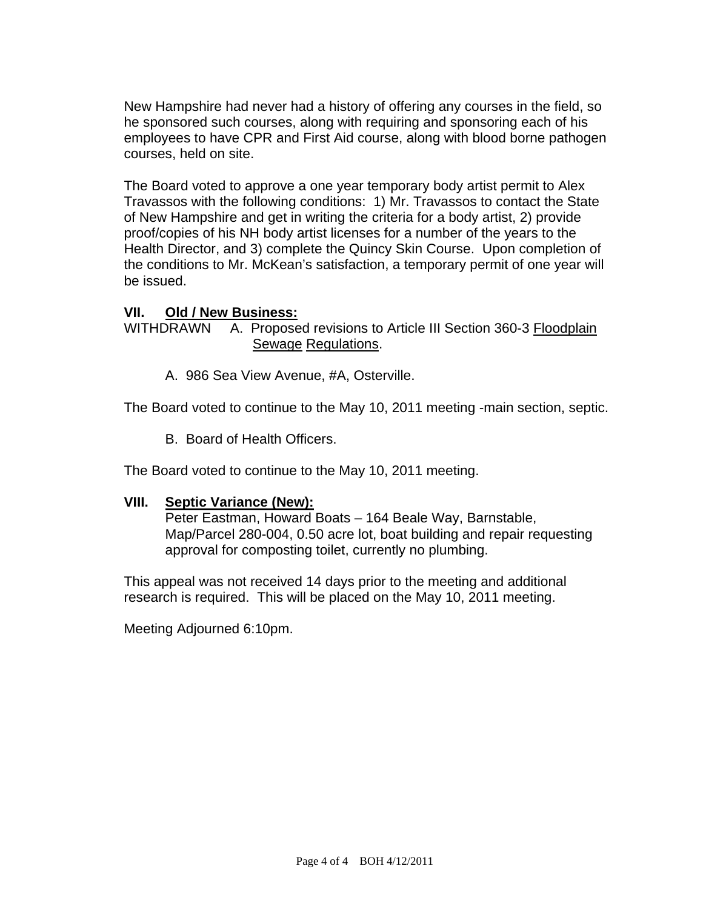New Hampshire had never had a history of offering any courses in the field, so he sponsored such courses, along with requiring and sponsoring each of his employees to have CPR and First Aid course, along with blood borne pathogen courses, held on site.

The Board voted to approve a one year temporary body artist permit to Alex Travassos with the following conditions: 1) Mr. Travassos to contact the State of New Hampshire and get in writing the criteria for a body artist, 2) provide proof/copies of his NH body artist licenses for a number of the years to the Health Director, and 3) complete the Quincy Skin Course. Upon completion of the conditions to Mr. McKean's satisfaction, a temporary permit of one year will be issued.

**VII. Old / New Business:**

WITHDRAWN A. Proposed revisions to Article III Section 360-3 Floodplain Sewage Regulations.

A. 986 Sea View Avenue, #A, Osterville.

The Board voted to continue to the May 10, 2011 meeting -main section, septic.

B. Board of Health Officers.

The Board voted to continue to the May 10, 2011 meeting.

**VIII. Septic Variance (New):**

Peter Eastman, Howard Boats – 164 Beale Way, Barnstable, Map/Parcel 280-004, 0.50 acre lot, boat building and repair requesting approval for composting toilet, currently no plumbing.

This appeal was not received 14 days prior to the meeting and additional research is required. This will be placed on the May 10, 2011 meeting.

Meeting Adjourned 6:10pm.